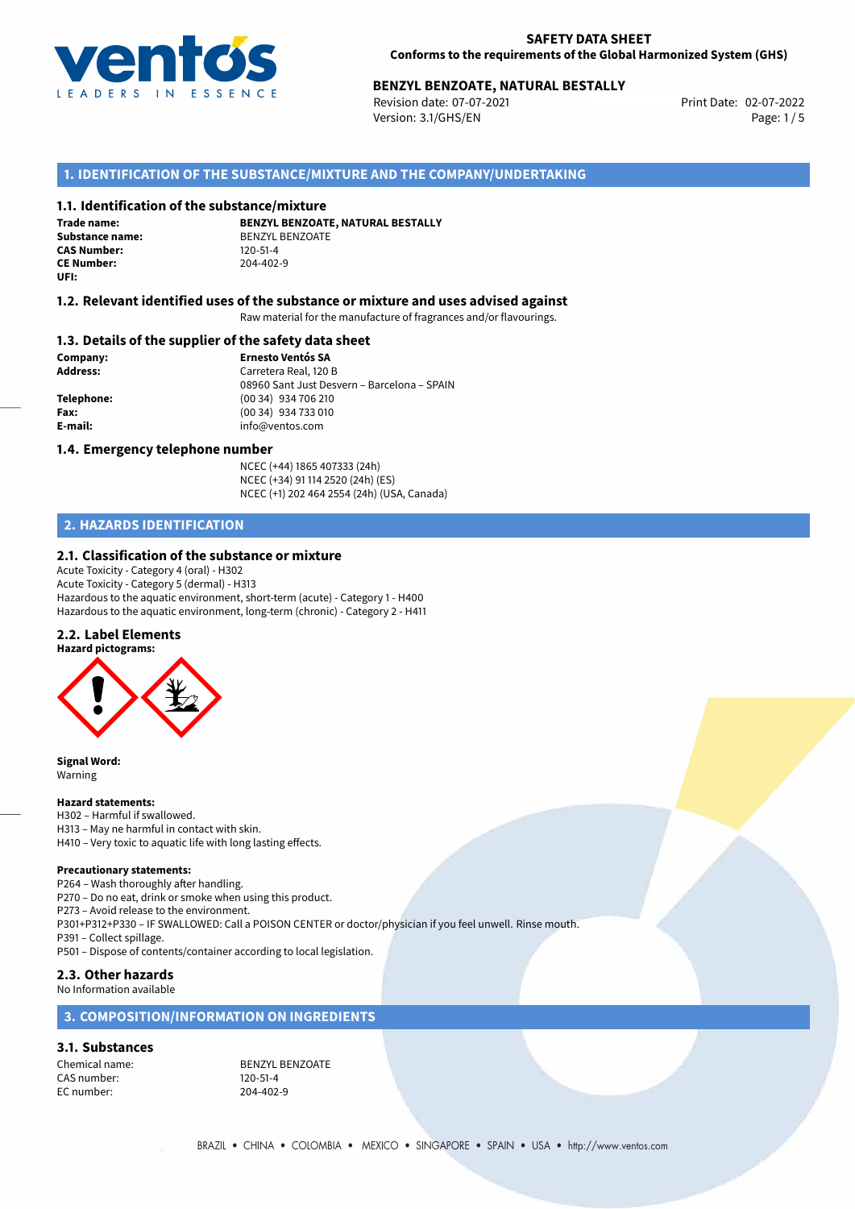**SAFETY DATA SHEET**
**Conforms to the requirements of the Global Harmonized System (GHS)**

**BENZYL BENZOATE, NATURAL BESTALLY**
Revision date: 07-07-2021
Version: 3.1/GHS/EN
Print Date: 02-07-2022

## 1. IDENTIFICATION OF THE SUBSTANCE/MIXTURE AND THE COMPANY/UNDERTAKING

### 1.1. Identification of the substance/mixture

**Trade name:** **BENZYL BENZOATE, NATURAL BESTALLY**
**Substance name:** BENZYL BENZOATE
**CAS Number:** 120-51-4
**CE Number:** 204-402-9
**UFI:**

### 1.2. Relevant identified uses of the substance or mixture and uses advised against

Raw material for the manufacture of fragrances and/or flavourings.

### 1.3. Details of the supplier of the safety data sheet

**Company:** **Ernesto Ventós SA**
**Address:** Carretera Real, 120 B
08960 Sant Just Desvern – Barcelona – SPAIN
**Telephone:** (00 34) 934 706 210
**Fax:** (00 34) 934 733 010
**E-mail:** info@ventos.com

### 1.4. Emergency telephone number

NCEC (+44) 1865 407333 (24h)
NCEC (+34) 91 114 2520 (24h) (ES)
NCEC (+1) 202 464 2554 (24h) (USA, Canada)

## 2. HAZARDS IDENTIFICATION

### 2.1. Classification of the substance or mixture

Acute Toxicity - Category 4 (oral) - H302
Acute Toxicity - Category 5 (dermal) - H313
Hazardous to the aquatic environment, short-term (acute) - Category 1 - H400
Hazardous to the aquatic environment, long-term (chronic) - Category 2 - H411

### 2.2. Label Elements

**Hazard pictograms:**

**Signal Word:**
Warning

**Hazard statements:**
H302 – Harmful if swallowed.
H313 – May ne harmful in contact with skin.
H410 – Very toxic to aquatic life with long lasting effects.

**Precautionary statements:**
P264 – Wash thoroughly after handling.
P270 – Do no eat, drink or smoke when using this product.
P273 – Avoid release to the environment.
P301+P312+P330 – IF SWALLOWED: Call a POISON CENTER or doctor/physician if you feel unwell. Rinse mouth.
P391 – Collect spillage.
P501 – Dispose of contents/container according to local legislation.

### 2.3. Other hazards

No Information available

## 3. COMPOSITION/INFORMATION ON INGREDIENTS

### 3.1. Substances

Chemical name: BENZYL BENZOATE
CAS number: 120-51-4
EC number: 204-402-9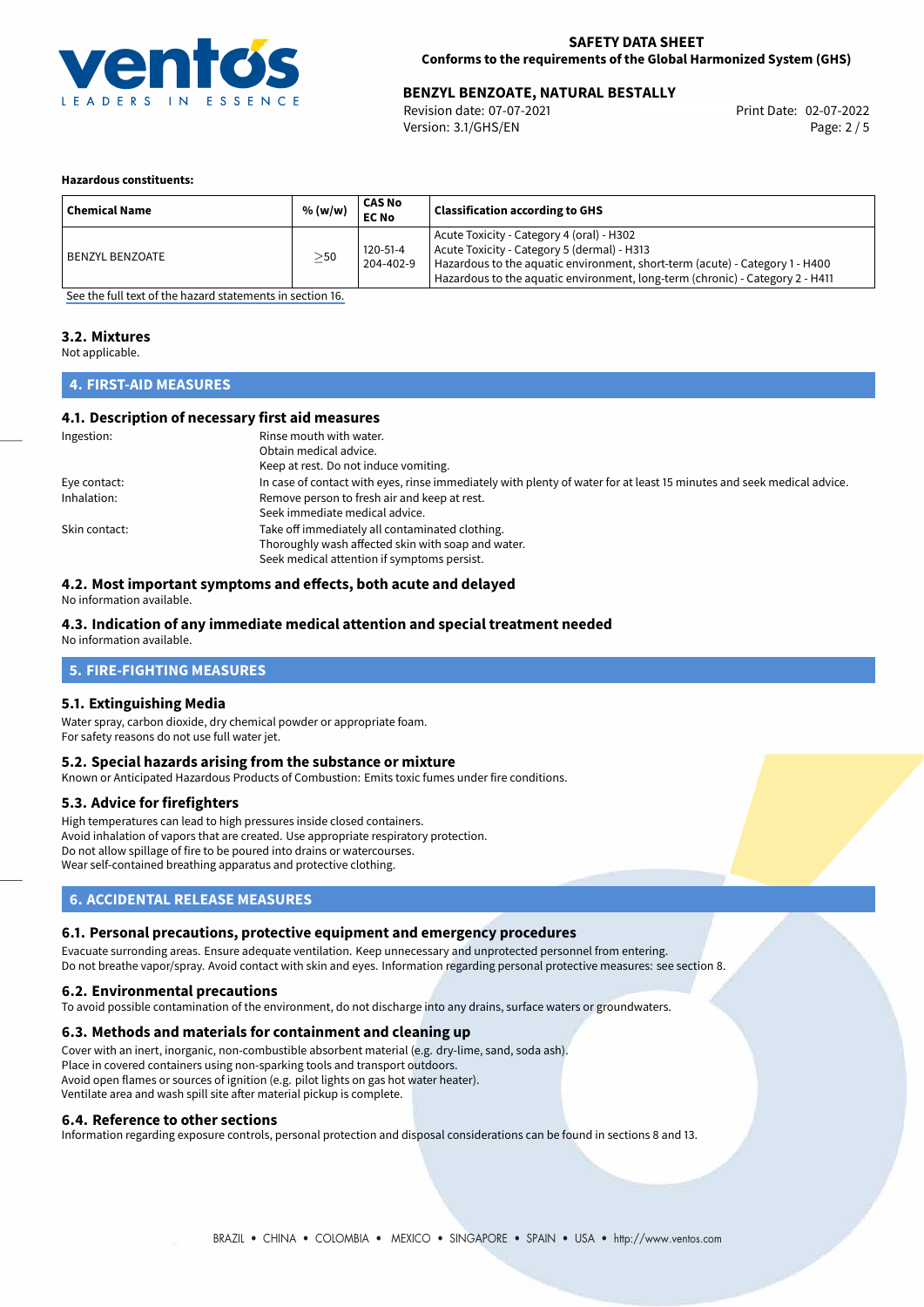**Hazardous constituents:**

| Chemical Name | % (w/w) | CAS No EC No | Classification according to GHS |
|---|---|---|---|
| BENZYL BENZOATE | ≥50 | 120-51-4 204-402-9 | Acute Toxicity - Category 4 (oral) - H302 Acute Toxicity - Category 5 (dermal) - H313 Hazardous to the aquatic environment, short-term (acute) - Category 1 - H400 Hazardous to the aquatic environment, long-term (chronic) - Category 2 - H411 |

See the full text of the hazard statements in section 16.

### 3.2. Mixtures

Not applicable.

## 4. FIRST-AID MEASURES

### 4.1. Description of necessary first aid measures

Ingestion: Rinse mouth with water. Obtain medical advice. Keep at rest. Do not induce vomiting.

Eye contact: In case of contact with eyes, rinse immediately with plenty of water for at least 15 minutes and seek medical advice.

Inhalation: Remove person to fresh air and keep at rest. Seek immediate medical advice.

Skin contact: Take off immediately all contaminated clothing. Thoroughly wash affected skin with soap and water. Seek medical attention if symptoms persist.

### 4.2. Most important symptoms and effects, both acute and delayed

No information available.

### 4.3. Indication of any immediate medical attention and special treatment needed

No information available.

## 5. FIRE-FIGHTING MEASURES

### 5.1. Extinguishing Media

Water spray, carbon dioxide, dry chemical powder or appropriate foam.
For safety reasons do not use full water jet.

### 5.2. Special hazards arising from the substance or mixture

Known or Anticipated Hazardous Products of Combustion: Emits toxic fumes under fire conditions.

### 5.3. Advice for firefighters

High temperatures can lead to high pressures inside closed containers.
Avoid inhalation of vapors that are created. Use appropriate respiratory protection.
Do not allow spillage of fire to be poured into drains or watercourses.
Wear self-contained breathing apparatus and protective clothing.

## 6. ACCIDENTAL RELEASE MEASURES

### 6.1. Personal precautions, protective equipment and emergency procedures

Evacuate surronding areas. Ensure adequate ventilation. Keep unnecessary and unprotected personnel from entering.
Do not breathe vapor/spray. Avoid contact with skin and eyes. Information regarding personal protective measures: see section 8.

### 6.2. Environmental precautions

To avoid possible contamination of the environment, do not discharge into any drains, surface waters or groundwaters.

### 6.3. Methods and materials for containment and cleaning up

Cover with an inert, inorganic, non-combustible absorbent material (e.g. dry-lime, sand, soda ash).
Place in covered containers using non-sparking tools and transport outdoors.
Avoid open flames or sources of ignition (e.g. pilot lights on gas hot water heater).
Ventilate area and wash spill site after material pickup is complete.

### 6.4. Reference to other sections

Information regarding exposure controls, personal protection and disposal considerations can be found in sections 8 and 13.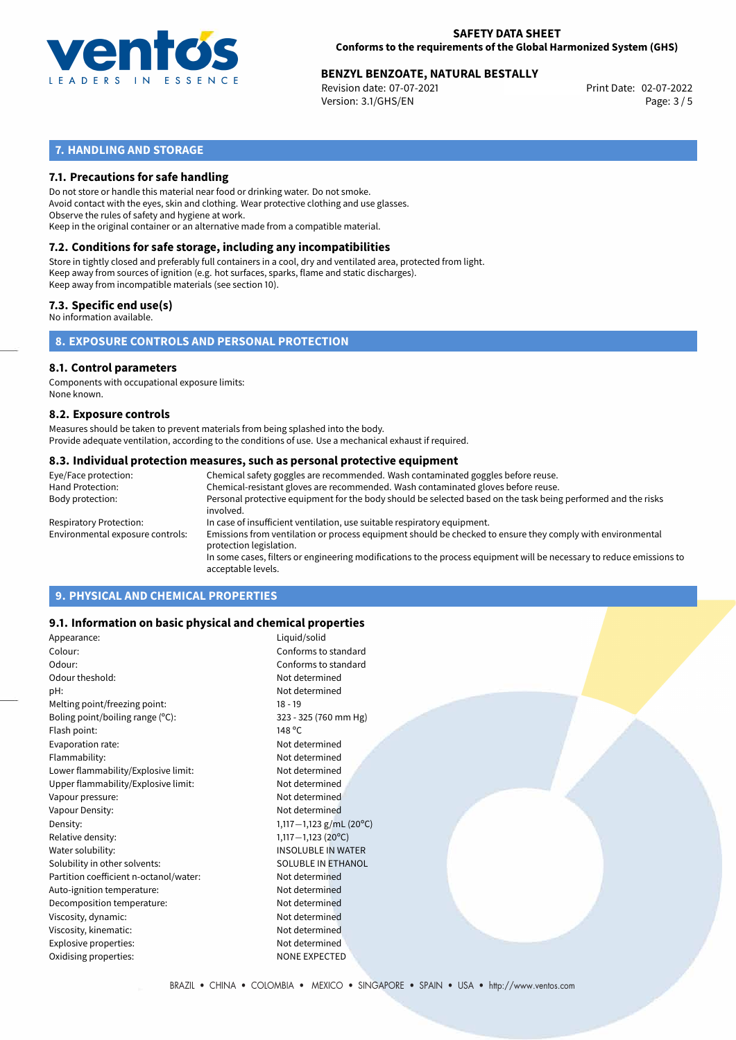## 7. HANDLING AND STORAGE

### 7.1. Precautions for safe handling

Do not store or handle this material near food or drinking water. Do not smoke.
Avoid contact with the eyes, skin and clothing. Wear protective clothing and use glasses.
Observe the rules of safety and hygiene at work.
Keep in the original container or an alternative made from a compatible material.

### 7.2. Conditions for safe storage, including any incompatibilities

Store in tightly closed and preferably full containers in a cool, dry and ventilated area, protected from light.
Keep away from sources of ignition (e.g. hot surfaces, sparks, flame and static discharges).
Keep away from incompatible materials (see section 10).

### 7.3. Specific end use(s)

No information available.

## 8. EXPOSURE CONTROLS AND PERSONAL PROTECTION

### 8.1. Control parameters

Components with occupational exposure limits:
None known.

### 8.2. Exposure controls

Measures should be taken to prevent materials from being splashed into the body.
Provide adequate ventilation, according to the conditions of use. Use a mechanical exhaust if required.

### 8.3. Individual protection measures, such as personal protective equipment

| | |
|---|---|
| Eye/Face protection: | Chemical safety goggles are recommended. Wash contaminated goggles before reuse. |
| Hand Protection: | Chemical-resistant gloves are recommended. Wash contaminated gloves before reuse. |
| Body protection: | Personal protective equipment for the body should be selected based on the task being performed and the risks involved. |
| Respiratory Protection: | In case of insufficient ventilation, use suitable respiratory equipment. |
| Environmental exposure controls: | Emissions from ventilation or process equipment should be checked to ensure they comply with environmental protection legislation. In some cases, filters or engineering modifications to the process equipment will be necessary to reduce emissions to acceptable levels. |

## 9. PHYSICAL AND CHEMICAL PROPERTIES

### 9.1. Information on basic physical and chemical properties

| | |
|---|---|
| Appearance: | Liquid/solid |
| Colour: | Conforms to standard |
| Odour: | Conforms to standard |
| Odour theshold: | Not determined |
| pH: | Not determined |
| Melting point/freezing point: | 18 - 19 |
| Boling point/boiling range (°C): | 323 - 325 (760 mm Hg) |
| Flash point: | 148 °C |
| Evaporation rate: | Not determined |
| Flammability: | Not determined |
| Lower flammability/Explosive limit: | Not determined |
| Upper flammability/Explosive limit: | Not determined |
| Vapour pressure: | Not determined |
| Vapour Density: | Not determined |
| Density: | 1,117—1,123 g/mL (20°C) |
| Relative density: | 1,117—1,123 (20°C) |
| Water solubility: | INSOLUBLE IN WATER |
| Solubility in other solvents: | SOLUBLE IN ETHANOL |
| Partition coefficient n-octanol/water: | Not determined |
| Auto-ignition temperature: | Not determined |
| Decomposition temperature: | Not determined |
| Viscosity, dynamic: | Not determined |
| Viscosity, kinematic: | Not determined |
| Explosive properties: | Not determined |
| Oxidising properties: | NONE EXPECTED |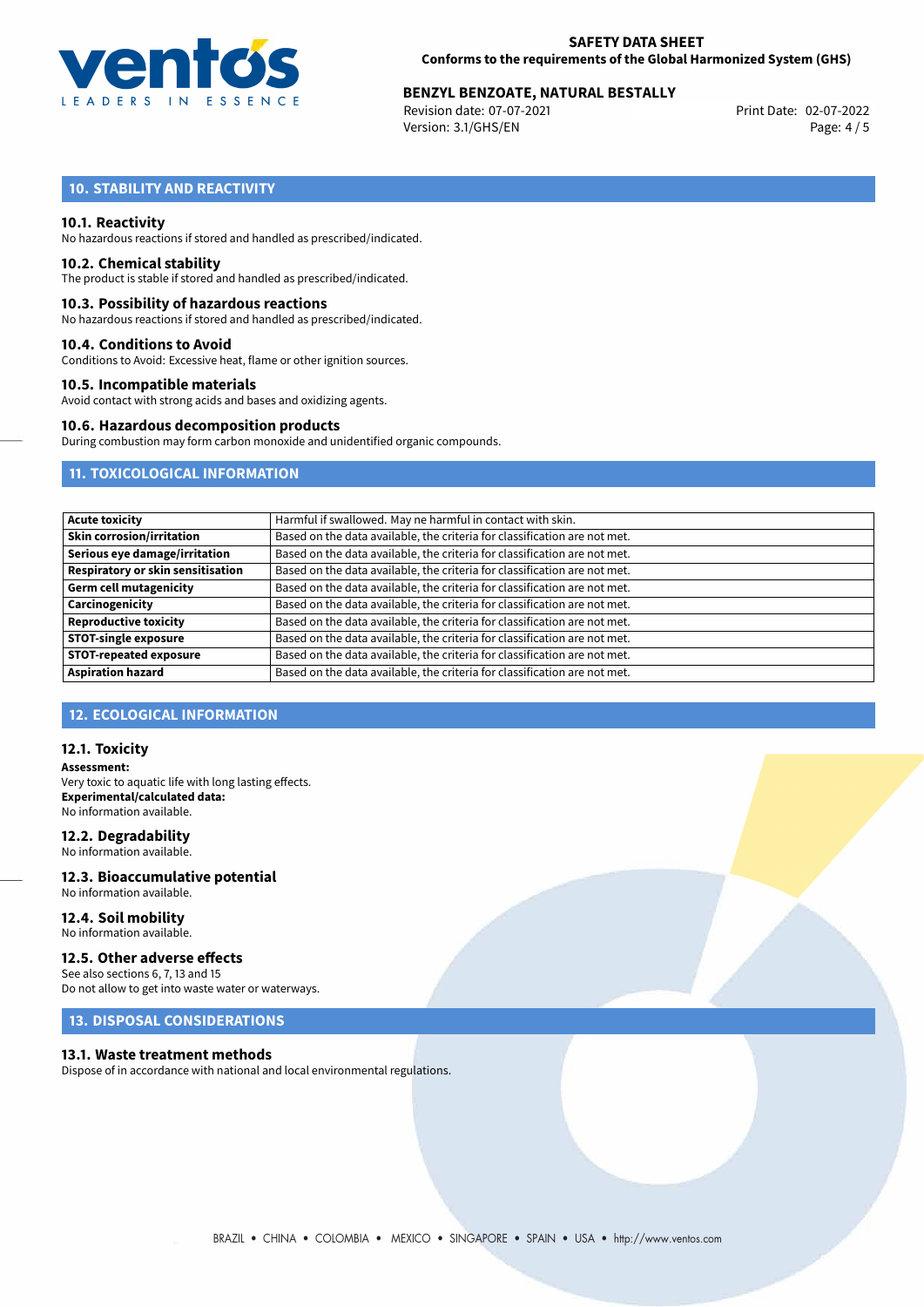## 10. STABILITY AND REACTIVITY

### 10.1. Reactivity

No hazardous reactions if stored and handled as prescribed/indicated.

### 10.2. Chemical stability

The product is stable if stored and handled as prescribed/indicated.

### 10.3. Possibility of hazardous reactions

No hazardous reactions if stored and handled as prescribed/indicated.

### 10.4. Conditions to Avoid

Conditions to Avoid: Excessive heat, flame or other ignition sources.

### 10.5. Incompatible materials

Avoid contact with strong acids and bases and oxidizing agents.

### 10.6. Hazardous decomposition products

During combustion may form carbon monoxide and unidentified organic compounds.

## 11. TOXICOLOGICAL INFORMATION

| | |
|---|---|
| **Acute toxicity** | Harmful if swallowed. May ne harmful in contact with skin. |
| **Skin corrosion/irritation** | Based on the data available, the criteria for classification are not met. |
| **Serious eye damage/irritation** | Based on the data available, the criteria for classification are not met. |
| **Respiratory or skin sensitisation** | Based on the data available, the criteria for classification are not met. |
| **Germ cell mutagenicity** | Based on the data available, the criteria for classification are not met. |
| **Carcinogenicity** | Based on the data available, the criteria for classification are not met. |
| **Reproductive toxicity** | Based on the data available, the criteria for classification are not met. |
| **STOT-single exposure** | Based on the data available, the criteria for classification are not met. |
| **STOT-repeated exposure** | Based on the data available, the criteria for classification are not met. |
| **Aspiration hazard** | Based on the data available, the criteria for classification are not met. |

## 12. ECOLOGICAL INFORMATION

### 12.1. Toxicity

**Assessment:**
Very toxic to aquatic life with long lasting effects.
**Experimental/calculated data:**
No information available.

### 12.2. Degradability

No information available.

### 12.3. Bioaccumulative potential

No information available.

### 12.4. Soil mobility

No information available.

### 12.5. Other adverse effects

See also sections 6, 7, 13 and 15
Do not allow to get into waste water or waterways.

## 13. DISPOSAL CONSIDERATIONS

### 13.1. Waste treatment methods

Dispose of in accordance with national and local environmental regulations.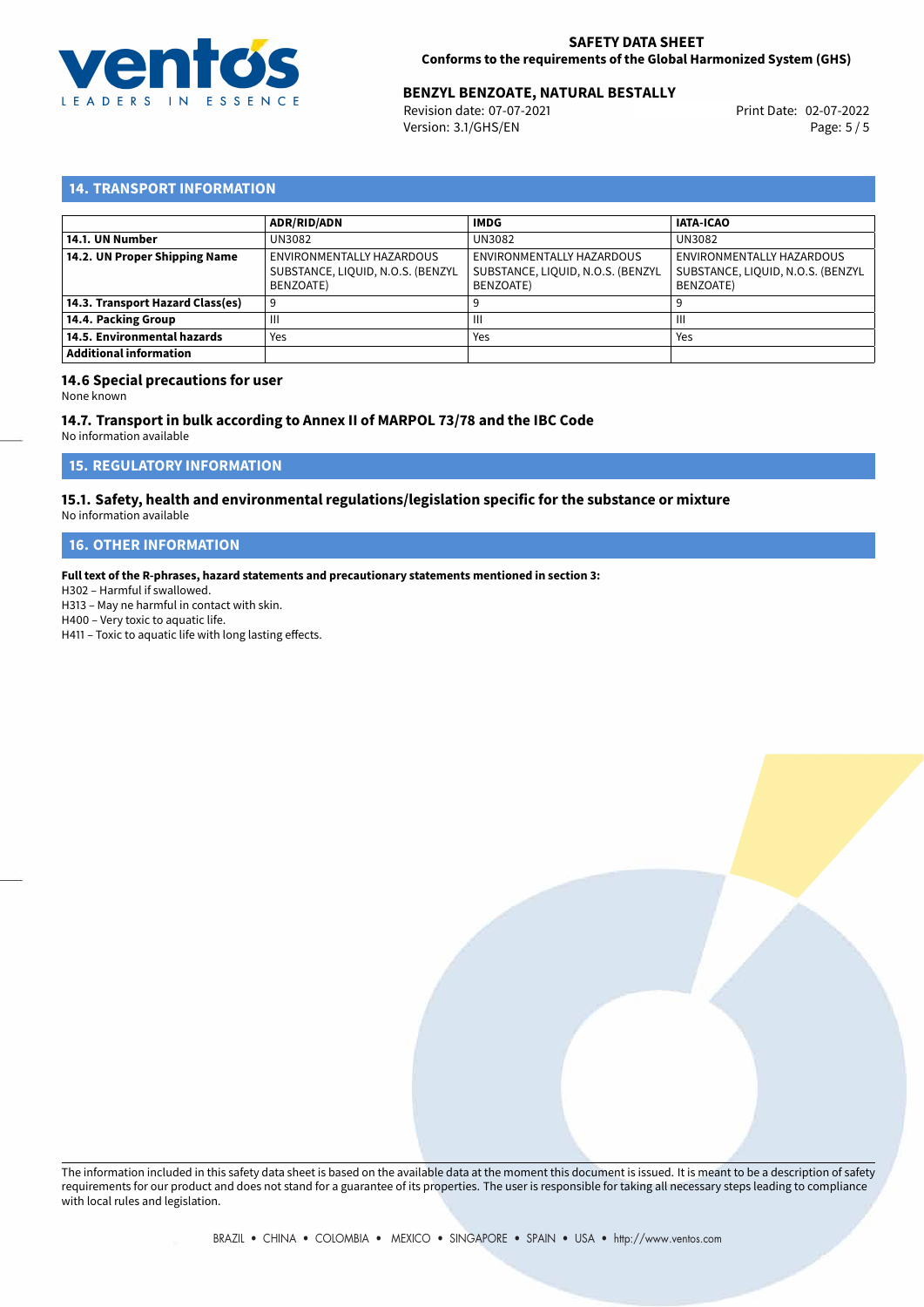## 14. TRANSPORT INFORMATION

| | ADR/RID/ADN | IMDG | IATA-ICAO |
|---|---|---|---|
| **14.1. UN Number** | UN3082 | UN3082 | UN3082 |
| **14.2. UN Proper Shipping Name** | ENVIRONMENTALLY HAZARDOUS SUBSTANCE, LIQUID, N.O.S. (BENZYL BENZOATE) | ENVIRONMENTALLY HAZARDOUS SUBSTANCE, LIQUID, N.O.S. (BENZYL BENZOATE) | ENVIRONMENTALLY HAZARDOUS SUBSTANCE, LIQUID, N.O.S. (BENZYL BENZOATE) |
| **14.3. Transport Hazard Class(es)** | 9 | 9 | 9 |
| **14.4. Packing Group** | III | III | III |
| **14.5. Environmental hazards** | Yes | Yes | Yes |
| **Additional information** | | | |

### 14.6 Special precautions for user

None known

### 14.7. Transport in bulk according to Annex II of MARPOL 73/78 and the IBC Code

No information available

## 15. REGULATORY INFORMATION

### 15.1. Safety, health and environmental regulations/legislation specific for the substance or mixture

No information available

## 16. OTHER INFORMATION

**Full text of the R-phrases, hazard statements and precautionary statements mentioned in section 3:**

H302 – Harmful if swallowed.
H313 – May ne harmful in contact with skin.
H400 – Very toxic to aquatic life.
H411 – Toxic to aquatic life with long lasting effects.

The information included in this safety data sheet is based on the available data at the moment this document is issued. It is meant to be a description of safety requirements for our product and does not stand for a guarantee of its properties. The user is responsible for taking all necessary steps leading to compliance with local rules and legislation.